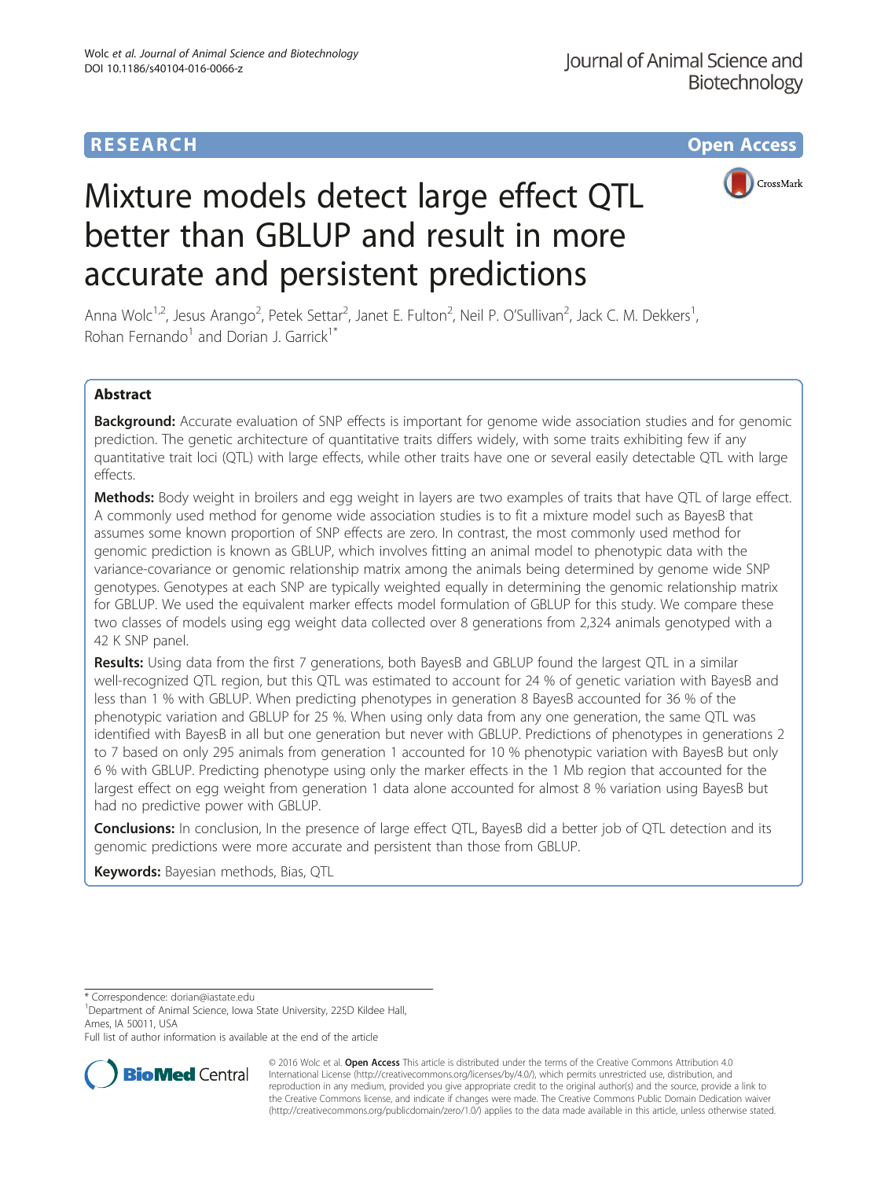# RESEARCH Open Access

# Mixture models detect large effect QTL better than GBLUP and result in more accurate and persistent predictions

Anna Wolc[1,2], Jesus Arango[2], Petek Settar[2], Janet E. Fulton[2], Neil P. O'Sullivan[2], Jack C. M. Dekkers[1], Rohan Fernando[1] and Dorian J. Garrick[1*]

## Abstract

**Background:** Accurate evaluation of SNP effects is important for genome wide association studies and for genomic prediction. The genetic architecture of quantitative traits differs widely, with some traits exhibiting few if any quantitative trait loci (QTL) with large effects, while other traits have one or several easily detectable QTL with large effects.

**Methods:** Body weight in broilers and egg weight in layers are two examples of traits that have QTL of large effect. A commonly used method for genome wide association studies is to fit a mixture model such as BayesB that assumes some known proportion of SNP effects are zero. In contrast, the most commonly used method for genomic prediction is known as GBLUP, which involves fitting an animal model to phenotypic data with the variance-covariance or genomic relationship matrix among the animals being determined by genome wide SNP genotypes. Genotypes at each SNP are typically weighted equally in determining the genomic relationship matrix for GBLUP. We used the equivalent marker effects model formulation of GBLUP for this study. We compare these two classes of models using egg weight data collected over 8 generations from 2,324 animals genotyped with a 42 K SNP panel.

**Results:** Using data from the first 7 generations, both BayesB and GBLUP found the largest QTL in a similar well-recognized QTL region, but this QTL was estimated to account for 24 % of genetic variation with BayesB and less than 1 % with GBLUP. When predicting phenotypes in generation 8 BayesB accounted for 36 % of the phenotypic variation and GBLUP for 25 %. When using only data from any one generation, the same QTL was identified with BayesB in all but one generation but never with GBLUP. Predictions of phenotypes in generations 2 to 7 based on only 295 animals from generation 1 accounted for 10 % phenotypic variation with BayesB but only 6 % with GBLUP. Predicting phenotype using only the marker effects in the 1 Mb region that accounted for the largest effect on egg weight from generation 1 data alone accounted for almost 8 % variation using BayesB but had no predictive power with GBLUP.

**Conclusions:** In conclusion, In the presence of large effect QTL, BayesB did a better job of QTL detection and its genomic predictions were more accurate and persistent than those from GBLUP.

**Keywords:** Bayesian methods, Bias, QTL

---

\* Correspondence: dorian@iastate.edu

[1]Department of Animal Science, Iowa State University, 225D Kildee Hall, Ames, IA 50011, USA

Full list of author information is available at the end of the article

© 2016 Wolc et al. **Open Access** This article is distributed under the terms of the Creative Commons Attribution 4.0 International License (http://creativecommons.org/licenses/by/4.0/), which permits unrestricted use, distribution, and reproduction in any medium, provided you give appropriate credit to the original author(s) and the source, provide a link to the Creative Commons license, and indicate if changes were made. The Creative Commons Public Domain Dedication waiver (http://creativecommons.org/publicdomain/zero/1.0/) applies to the data made available in this article, unless otherwise stated.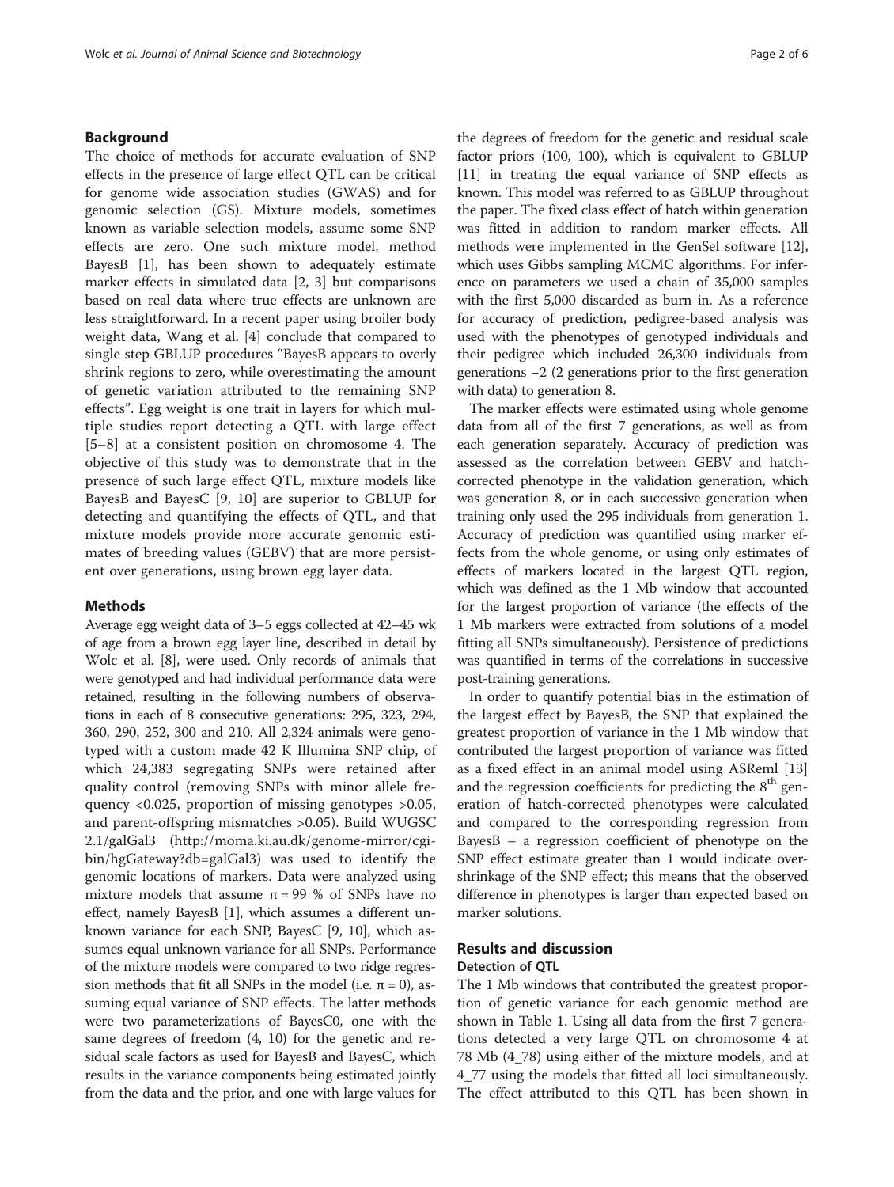## Background

The choice of methods for accurate evaluation of SNP effects in the presence of large effect QTL can be critical for genome wide association studies (GWAS) and for genomic selection (GS). Mixture models, sometimes known as variable selection models, assume some SNP effects are zero. One such mixture model, method BayesB [1], has been shown to adequately estimate marker effects in simulated data [2, 3] but comparisons based on real data where true effects are unknown are less straightforward. In a recent paper using broiler body weight data, Wang et al. [4] conclude that compared to single step GBLUP procedures "BayesB appears to overly shrink regions to zero, while overestimating the amount of genetic variation attributed to the remaining SNP effects". Egg weight is one trait in layers for which multiple studies report detecting a QTL with large effect [5–8] at a consistent position on chromosome 4. The objective of this study was to demonstrate that in the presence of such large effect QTL, mixture models like BayesB and BayesC [9, 10] are superior to GBLUP for detecting and quantifying the effects of QTL, and that mixture models provide more accurate genomic estimates of breeding values (GEBV) that are more persistent over generations, using brown egg layer data.

## Methods

Average egg weight data of 3–5 eggs collected at 42–45 wk of age from a brown egg layer line, described in detail by Wolc et al. [8], were used. Only records of animals that were genotyped and had individual performance data were retained, resulting in the following numbers of observations in each of 8 consecutive generations: 295, 323, 294, 360, 290, 252, 300 and 210. All 2,324 animals were genotyped with a custom made 42 K Illumina SNP chip, of which 24,383 segregating SNPs were retained after quality control (removing SNPs with minor allele frequency <0.025, proportion of missing genotypes >0.05, and parent-offspring mismatches >0.05). Build WUGSC 2.1/galGal3 (http://moma.ki.au.dk/genome-mirror/cgi-bin/hgGateway?db=galGal3) was used to identify the genomic locations of markers. Data were analyzed using mixture models that assume $\pi = 99$ % of SNPs have no effect, namely BayesB [1], which assumes a different unknown variance for each SNP, BayesC [9, 10], which assumes equal unknown variance for all SNPs. Performance of the mixture models were compared to two ridge regression methods that fit all SNPs in the model (i.e. $\pi = 0$), assuming equal variance of SNP effects. The latter methods were two parameterizations of BayesC0, one with the same degrees of freedom (4, 10) for the genetic and residual scale factors as used for BayesB and BayesC, which results in the variance components being estimated jointly from the data and the prior, and one with large values for the degrees of freedom for the genetic and residual scale factor priors (100, 100), which is equivalent to GBLUP [11] in treating the equal variance of SNP effects as known. This model was referred to as GBLUP throughout the paper. The fixed class effect of hatch within generation was fitted in addition to random marker effects. All methods were implemented in the GenSel software [12], which uses Gibbs sampling MCMC algorithms. For inference on parameters we used a chain of 35,000 samples with the first 5,000 discarded as burn in. As a reference for accuracy of prediction, pedigree-based analysis was used with the phenotypes of genotyped individuals and their pedigree which included 26,300 individuals from generations −2 (2 generations prior to the first generation with data) to generation 8.

The marker effects were estimated using whole genome data from all of the first 7 generations, as well as from each generation separately. Accuracy of prediction was assessed as the correlation between GEBV and hatch-corrected phenotype in the validation generation, which was generation 8, or in each successive generation when training only used the 295 individuals from generation 1. Accuracy of prediction was quantified using marker effects from the whole genome, or using only estimates of effects of markers located in the largest QTL region, which was defined as the 1 Mb window that accounted for the largest proportion of variance (the effects of the 1 Mb markers were extracted from solutions of a model fitting all SNPs simultaneously). Persistence of predictions was quantified in terms of the correlations in successive post-training generations.

In order to quantify potential bias in the estimation of the largest effect by BayesB, the SNP that explained the greatest proportion of variance in the 1 Mb window that contributed the largest proportion of variance was fitted as a fixed effect in an animal model using ASReml [13] and the regression coefficients for predicting the $8^{th}$ generation of hatch-corrected phenotypes were calculated and compared to the corresponding regression from BayesB – a regression coefficient of phenotype on the SNP effect estimate greater than 1 would indicate over-shrinkage of the SNP effect; this means that the observed difference in phenotypes is larger than expected based on marker solutions.

## Results and discussion

### Detection of QTL

The 1 Mb windows that contributed the greatest proportion of genetic variance for each genomic method are shown in Table 1. Using all data from the first 7 generations detected a very large QTL on chromosome 4 at 78 Mb (4_78) using either of the mixture models, and at 4_77 using the models that fitted all loci simultaneously. The effect attributed to this QTL has been shown in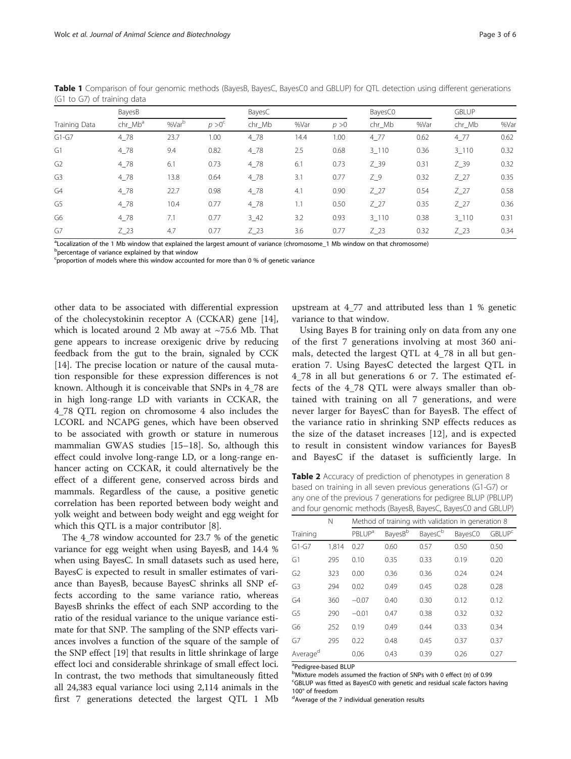**Table 1** Comparison of four genomic methods (BayesB, BayesC, BayesC0 and GBLUP) for QTL detection using different generations (G1 to G7) of training data

| | BayesB | | | BayesC | | | BayesC0 | | GBLUP | |
|---|---|---|---|---|---|---|---|---|---|---|
| Training Data | chr_Mb[a] | %Var[b] | $p > 0$[c] | chr_Mb | %Var | $p > 0$ | chr_Mb | %Var | chr_Mb | %Var |
| G1-G7 | 4_78 | 23.7 | 1.00 | 4_78 | 14.4 | 1.00 | 4_77 | 0.62 | 4_77 | 0.62 |
| G1 | 4_78 | 9.4 | 0.82 | 4_78 | 2.5 | 0.68 | 3_110 | 0.36 | 3_110 | 0.32 |
| G2 | 4_78 | 6.1 | 0.73 | 4_78 | 6.1 | 0.73 | Z_39 | 0.31 | Z_39 | 0.32 |
| G3 | 4_78 | 13.8 | 0.64 | 4_78 | 3.1 | 0.77 | Z_9 | 0.32 | Z_27 | 0.35 |
| G4 | 4_78 | 22.7 | 0.98 | 4_78 | 4.1 | 0.90 | Z_27 | 0.54 | Z_27 | 0.58 |
| G5 | 4_78 | 10.4 | 0.77 | 4_78 | 1.1 | 0.50 | Z_27 | 0.35 | Z_27 | 0.36 |
| G6 | 4_78 | 7.1 | 0.77 | 3_42 | 3.2 | 0.93 | 3_110 | 0.38 | 3_110 | 0.31 |
| G7 | Z_23 | 4.7 | 0.77 | Z_23 | 3.6 | 0.77 | Z_23 | 0.32 | Z_23 | 0.34 |

[a]Localization of the 1 Mb window that explained the largest amount of variance (chromosome_1 Mb window on that chromosome)
[b]percentage of variance explained by that window
[c]proportion of models where this window accounted for more than 0 % of genetic variance

other data to be associated with differential expression of the cholecystokinin receptor A (CCKAR) gene [14], which is located around 2 Mb away at ~75.6 Mb. That gene appears to increase orexigenic drive by reducing feedback from the gut to the brain, signaled by CCK [14]. The precise location or nature of the causal mutation responsible for these expression differences is not known. Although it is conceivable that SNPs in 4_78 are in high long-range LD with variants in CCKAR, the 4_78 QTL region on chromosome 4 also includes the LCORL and NCAPG genes, which have been observed to be associated with growth or stature in numerous mammalian GWAS studies [15–18]. So, although this effect could involve long-range LD, or a long-range enhancer acting on CCKAR, it could alternatively be the effect of a different gene, conserved across birds and mammals. Regardless of the cause, a positive genetic correlation has been reported between body weight and yolk weight and between body weight and egg weight for which this QTL is a major contributor [8].

The 4_78 window accounted for 23.7 % of the genetic variance for egg weight when using BayesB, and 14.4 % when using BayesC. In small datasets such as used here, BayesC is expected to result in smaller estimates of variance than BayesB, because BayesC shrinks all SNP effects according to the same variance ratio, whereas BayesB shrinks the effect of each SNP according to the ratio of the residual variance to the unique variance estimate for that SNP. The sampling of the SNP effects variances involves a function of the square of the sample of the SNP effect [19] that results in little shrinkage of large effect loci and considerable shrinkage of small effect loci. In contrast, the two methods that simultaneously fitted all 24,383 equal variance loci using 2,114 animals in the first 7 generations detected the largest QTL 1 Mb upstream at 4_77 and attributed less than 1 % genetic variance to that window.

Using Bayes B for training only on data from any one of the first 7 generations involving at most 360 animals, detected the largest QTL at 4_78 in all but generation 7. Using BayesC detected the largest QTL in 4_78 in all but generations 6 or 7. The estimated effects of the 4_78 QTL were always smaller than obtained with training on all 7 generations, and were never larger for BayesC than for BayesB. The effect of the variance ratio in shrinking SNP effects reduces as the size of the dataset increases [12], and is expected to result in consistent window variances for BayesB and BayesC if the dataset is sufficiently large. In

**Table 2** Accuracy of prediction of phenotypes in generation 8 based on training in all seven previous generations (G1-G7) or any one of the previous 7 generations for pedigree BLUP (PBLUP) and four genomic methods (BayesB, BayesC, BayesC0 and GBLUP)

| | N | Method of training with validation in generation 8 | | | | |
|---|---|---|---|---|---|---|
| Training | | PBLUP[a] | BayesB[b] | BayesC[b] | BayesC0 | GBLUP[c] |
| G1-G7 | 1,814 | 0.27 | 0.60 | 0.57 | 0.50 | 0.50 |
| G1 | 295 | 0.10 | 0.35 | 0.33 | 0.19 | 0.20 |
| G2 | 323 | 0.00 | 0.36 | 0.36 | 0.24 | 0.24 |
| G3 | 294 | 0.02 | 0.49 | 0.45 | 0.28 | 0.28 |
| G4 | 360 | −0.07 | 0.40 | 0.30 | 0.12 | 0.12 |
| G5 | 290 | −0.01 | 0.47 | 0.38 | 0.32 | 0.32 |
| G6 | 252 | 0.19 | 0.49 | 0.44 | 0.33 | 0.34 |
| G7 | 295 | 0.22 | 0.48 | 0.45 | 0.37 | 0.37 |
| Average[d] | | 0.06 | 0.43 | 0.39 | 0.26 | 0.27 |

[a]Pedigree-based BLUP
[b]Mixture models assumed the fraction of SNPs with 0 effect ($\pi$) of 0.99
[c]GBLUP was fitted as BayesC0 with genetic and residual scale factors having 100° of freedom
[d]Average of the 7 individual generation results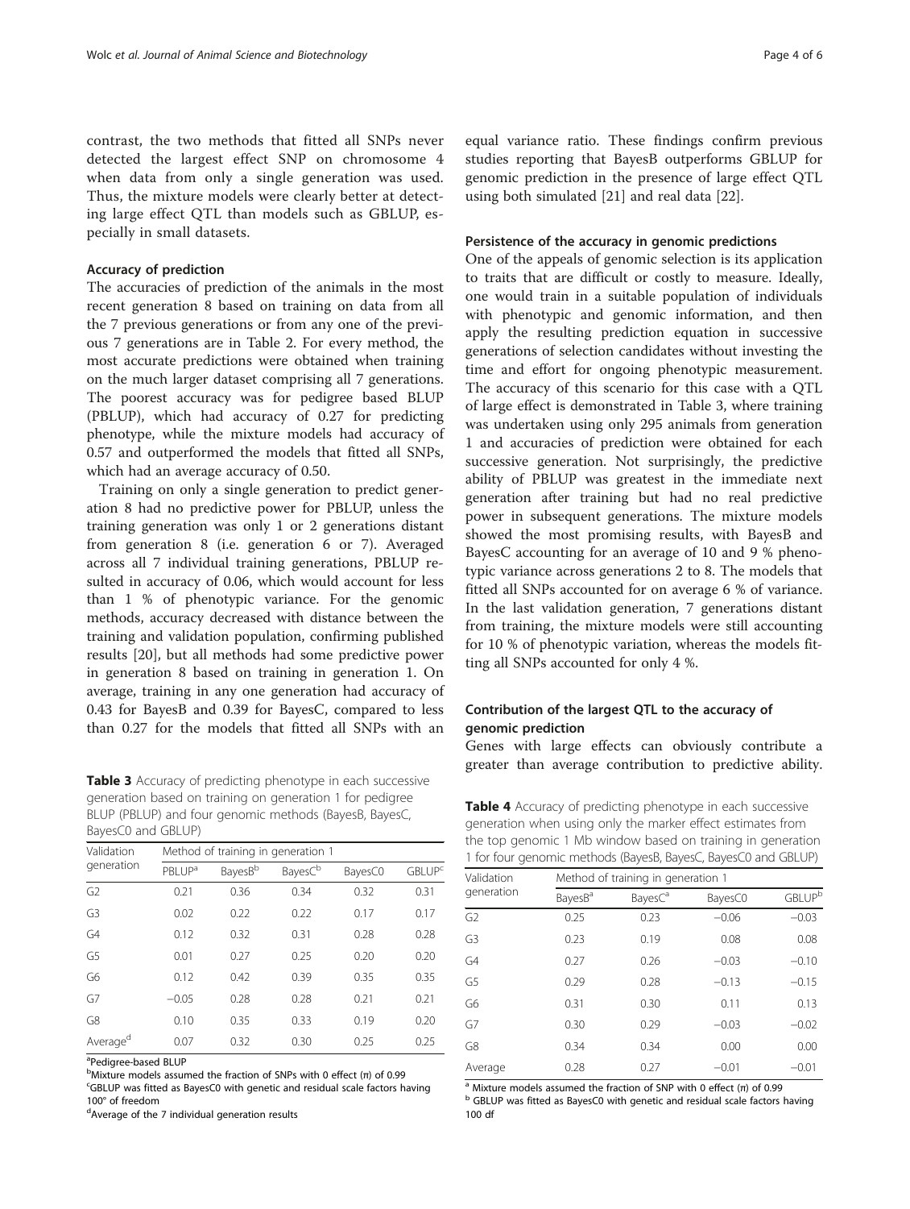contrast, the two methods that fitted all SNPs never detected the largest effect SNP on chromosome 4 when data from only a single generation was used. Thus, the mixture models were clearly better at detecting large effect QTL than models such as GBLUP, especially in small datasets.

### Accuracy of prediction

The accuracies of prediction of the animals in the most recent generation 8 based on training on data from all the 7 previous generations or from any one of the previous 7 generations are in Table 2. For every method, the most accurate predictions were obtained when training on the much larger dataset comprising all 7 generations. The poorest accuracy was for pedigree based BLUP (PBLUP), which had accuracy of 0.27 for predicting phenotype, while the mixture models had accuracy of 0.57 and outperformed the models that fitted all SNPs, which had an average accuracy of 0.50.

Training on only a single generation to predict generation 8 had no predictive power for PBLUP, unless the training generation was only 1 or 2 generations distant from generation 8 (i.e. generation 6 or 7). Averaged across all 7 individual training generations, PBLUP resulted in accuracy of 0.06, which would account for less than 1 % of phenotypic variance. For the genomic methods, accuracy decreased with distance between the training and validation population, confirming published results [20], but all methods had some predictive power in generation 8 based on training in generation 1. On average, training in any one generation had accuracy of 0.43 for BayesB and 0.39 for BayesC, compared to less than 0.27 for the models that fitted all SNPs with an equal variance ratio. These findings confirm previous studies reporting that BayesB outperforms GBLUP for genomic prediction in the presence of large effect QTL using both simulated [21] and real data [22].

### Persistence of the accuracy in genomic predictions

One of the appeals of genomic selection is its application to traits that are difficult or costly to measure. Ideally, one would train in a suitable population of individuals with phenotypic and genomic information, and then apply the resulting prediction equation in successive generations of selection candidates without investing the time and effort for ongoing phenotypic measurement. The accuracy of this scenario for this case with a QTL of large effect is demonstrated in Table 3, where training was undertaken using only 295 animals from generation 1 and accuracies of prediction were obtained for each successive generation. Not surprisingly, the predictive ability of PBLUP was greatest in the immediate next generation after training but had no real predictive power in subsequent generations. The mixture models showed the most promising results, with BayesB and BayesC accounting for an average of 10 and 9 % phenotypic variance across generations 2 to 8. The models that fitted all SNPs accounted for on average 6 % of variance. In the last validation generation, 7 generations distant from training, the mixture models were still accounting for 10 % of phenotypic variation, whereas the models fitting all SNPs accounted for only 4 %.

**Table 3** Accuracy of predicting phenotype in each successive generation based on training on generation 1 for pedigree BLUP (PBLUP) and four genomic methods (BayesB, BayesC, BayesC0 and GBLUP)

| Validation generation | Method of training in generation 1 | | | | |
|---|---|---|---|---|---|
| | PBLUP[a] | BayesB[b] | BayesC[b] | BayesC0 | GBLUP[c] |
| G2 | 0.21 | 0.36 | 0.34 | 0.32 | 0.31 |
| G3 | 0.02 | 0.22 | 0.22 | 0.17 | 0.17 |
| G4 | 0.12 | 0.32 | 0.31 | 0.28 | 0.28 |
| G5 | 0.01 | 0.27 | 0.25 | 0.20 | 0.20 |
| G6 | 0.12 | 0.42 | 0.39 | 0.35 | 0.35 |
| G7 | −0.05 | 0.28 | 0.28 | 0.21 | 0.21 |
| G8 | 0.10 | 0.35 | 0.33 | 0.19 | 0.20 |
| Average[d] | 0.07 | 0.32 | 0.30 | 0.25 | 0.25 |

[a]Pedigree-based BLUP
[b]Mixture models assumed the fraction of SNPs with 0 effect (π) of 0.99
[c]GBLUP was fitted as BayesC0 with genetic and residual scale factors having 100° of freedom
[d]Average of the 7 individual generation results

### Contribution of the largest QTL to the accuracy of genomic prediction

Genes with large effects can obviously contribute a greater than average contribution to predictive ability.

**Table 4** Accuracy of predicting phenotype in each successive generation when using only the marker effect estimates from the top genomic 1 Mb window based on training in generation 1 for four genomic methods (BayesB, BayesC, BayesC0 and GBLUP)

| Validation generation | Method of training in generation 1 | | | |
|---|---|---|---|---|
| | BayesB[a] | BayesC[a] | BayesC0 | GBLUP[b] |
| G2 | 0.25 | 0.23 | −0.06 | −0.03 |
| G3 | 0.23 | 0.19 | 0.08 | 0.08 |
| G4 | 0.27 | 0.26 | −0.03 | −0.10 |
| G5 | 0.29 | 0.28 | −0.13 | −0.15 |
| G6 | 0.31 | 0.30 | 0.11 | 0.13 |
| G7 | 0.30 | 0.29 | −0.03 | −0.02 |
| G8 | 0.34 | 0.34 | 0.00 | 0.00 |
| Average | 0.28 | 0.27 | −0.01 | −0.01 |

[a] Mixture models assumed the fraction of SNP with 0 effect (π) of 0.99
[b] GBLUP was fitted as BayesC0 with genetic and residual scale factors having 100 df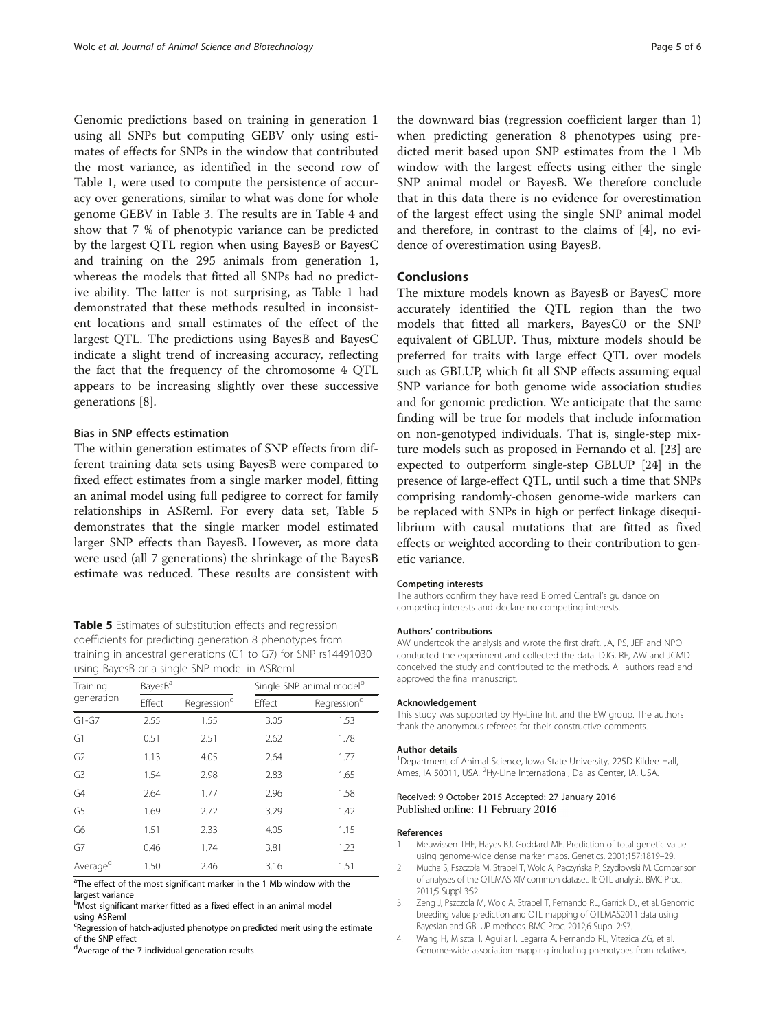Genomic predictions based on training in generation 1 using all SNPs but computing GEBV only using estimates of effects for SNPs in the window that contributed the most variance, as identified in the second row of Table 1, were used to compute the persistence of accuracy over generations, similar to what was done for whole genome GEBV in Table 3. The results are in Table 4 and show that 7 % of phenotypic variance can be predicted by the largest QTL region when using BayesB or BayesC and training on the 295 animals from generation 1, whereas the models that fitted all SNPs had no predictive ability. The latter is not surprising, as Table 1 had demonstrated that these methods resulted in inconsistent locations and small estimates of the effect of the largest QTL. The predictions using BayesB and BayesC indicate a slight trend of increasing accuracy, reflecting the fact that the frequency of the chromosome 4 QTL appears to be increasing slightly over these successive generations [8].

### Bias in SNP effects estimation

The within generation estimates of SNP effects from different training data sets using BayesB were compared to fixed effect estimates from a single marker model, fitting an animal model using full pedigree to correct for family relationships in ASReml. For every data set, Table 5 demonstrates that the single marker model estimated larger SNP effects than BayesB. However, as more data were used (all 7 generations) the shrinkage of the BayesB estimate was reduced. These results are consistent with the downward bias (regression coefficient larger than 1) when predicting generation 8 phenotypes using predicted merit based upon SNP estimates from the 1 Mb window with the largest effects using either the single SNP animal model or BayesB. We therefore conclude that in this data there is no evidence for overestimation of the largest effect using the single SNP animal model and therefore, in contrast to the claims of [4], no evidence of overestimation using BayesB.

**Table 5** Estimates of substitution effects and regression coefficients for predicting generation 8 phenotypes from training in ancestral generations (G1 to G7) for SNP rs14491030 using BayesB or a single SNP model in ASReml

| Training generation | BayesB[a] | | Single SNP animal model[b] | |
|---|---|---|---|---|
| | Effect | Regression[c] | Effect | Regression[c] |
| G1-G7 | 2.55 | 1.55 | 3.05 | 1.53 |
| G1 | 0.51 | 2.51 | 2.62 | 1.78 |
| G2 | 1.13 | 4.05 | 2.64 | 1.77 |
| G3 | 1.54 | 2.98 | 2.83 | 1.65 |
| G4 | 2.64 | 1.77 | 2.96 | 1.58 |
| G5 | 1.69 | 2.72 | 3.29 | 1.42 |
| G6 | 1.51 | 2.33 | 4.05 | 1.15 |
| G7 | 0.46 | 1.74 | 3.81 | 1.23 |
| Average[d] | 1.50 | 2.46 | 3.16 | 1.51 |

[a]The effect of the most significant marker in the 1 Mb window with the largest variance
[b]Most significant marker fitted as a fixed effect in an animal model using ASReml
[c]Regression of hatch-adjusted phenotype on predicted merit using the estimate of the SNP effect
[d]Average of the 7 individual generation results

## Conclusions

The mixture models known as BayesB or BayesC more accurately identified the QTL region than the two models that fitted all markers, BayesC0 or the SNP equivalent of GBLUP. Thus, mixture models should be preferred for traits with large effect QTL over models such as GBLUP, which fit all SNP effects assuming equal SNP variance for both genome wide association studies and for genomic prediction. We anticipate that the same finding will be true for models that include information on non-genotyped individuals. That is, single-step mixture models such as proposed in Fernando et al. [23] are expected to outperform single-step GBLUP [24] in the presence of large-effect QTL, until such a time that SNPs comprising randomly-chosen genome-wide markers can be replaced with SNPs in high or perfect linkage disequilibrium with causal mutations that are fitted as fixed effects or weighted according to their contribution to genetic variance.

#### Competing interests

The authors confirm they have read Biomed Central's guidance on competing interests and declare no competing interests.

#### Authors' contributions

AW undertook the analysis and wrote the first draft. JA, PS, JEF and NPO conducted the experiment and collected the data. DJG, RF, AW and JCMD conceived the study and contributed to the methods. All authors read and approved the final manuscript.

#### Acknowledgement

This study was supported by Hy-Line Int. and the EW group. The authors thank the anonymous referees for their constructive comments.

#### Author details

[1]Department of Animal Science, Iowa State University, 225D Kildee Hall, Ames, IA 50011, USA. [2]Hy-Line International, Dallas Center, IA, USA.

Received: 9 October 2015 Accepted: 27 January 2016
Published online: 11 February 2016

#### References

1. Meuwissen THE, Hayes BJ, Goddard ME. Prediction of total genetic value using genome-wide dense marker maps. Genetics. 2001;157:1819–29.
2. Mucha S, Pszczoła M, Strabel T, Wolc A, Paczyńska P, Szydłowski M. Comparison of analyses of the QTLMAS XIV common dataset. II: QTL analysis. BMC Proc. 2011;5 Suppl 3:S2.
3. Zeng J, Pszczola M, Wolc A, Strabel T, Fernando RL, Garrick DJ, et al. Genomic breeding value prediction and QTL mapping of QTLMAS2011 data using Bayesian and GBLUP methods. BMC Proc. 2012;6 Suppl 2:S7.
4. Wang H, Misztal I, Aguilar I, Legarra A, Fernando RL, Vitezica ZG, et al. Genome-wide association mapping including phenotypes from relatives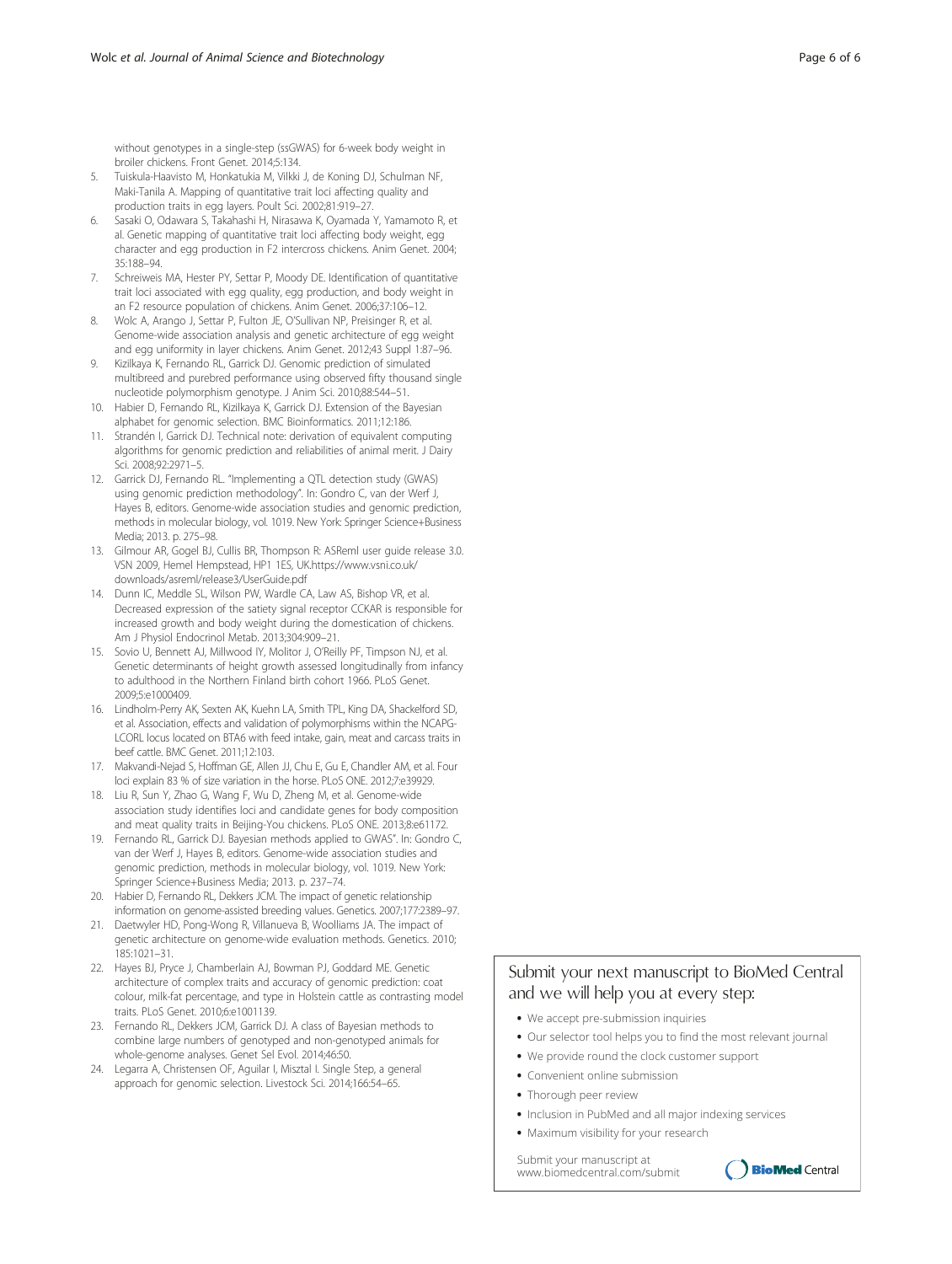without genotypes in a single-step (ssGWAS) for 6-week body weight in broiler chickens. Front Genet. 2014;5:134.

5. Tuiskula-Haavisto M, Honkatukia M, Vilkki J, de Koning DJ, Schulman NF, Maki-Tanila A. Mapping of quantitative trait loci affecting quality and production traits in egg layers. Poult Sci. 2002;81:919–27.
6. Sasaki O, Odawara S, Takahashi H, Nirasawa K, Oyamada Y, Yamamoto R, et al. Genetic mapping of quantitative trait loci affecting body weight, egg character and egg production in F2 intercross chickens. Anim Genet. 2004; 35:188–94.
7. Schreiweis MA, Hester PY, Settar P, Moody DE. Identification of quantitative trait loci associated with egg quality, egg production, and body weight in an F2 resource population of chickens. Anim Genet. 2006;37:106–12.
8. Wolc A, Arango J, Settar P, Fulton JE, O'Sullivan NP, Preisinger R, et al. Genome-wide association analysis and genetic architecture of egg weight and egg uniformity in layer chickens. Anim Genet. 2012;43 Suppl 1:87–96.
9. Kizilkaya K, Fernando RL, Garrick DJ. Genomic prediction of simulated multibreed and purebred performance using observed fifty thousand single nucleotide polymorphism genotype. J Anim Sci. 2010;88:544–51.
10. Habier D, Fernando RL, Kizilkaya K, Garrick DJ. Extension of the Bayesian alphabet for genomic selection. BMC Bioinformatics. 2011;12:186.
11. Strandén I, Garrick DJ. Technical note: derivation of equivalent computing algorithms for genomic prediction and reliabilities of animal merit. J Dairy Sci. 2008;92:2971–5.
12. Garrick DJ, Fernando RL. "Implementing a QTL detection study (GWAS) using genomic prediction methodology". In: Gondro C, van der Werf J, Hayes B, editors. Genome-wide association studies and genomic prediction, methods in molecular biology, vol. 1019. New York: Springer Science+Business Media; 2013. p. 275–98.
13. Gilmour AR, Gogel BJ, Cullis BR, Thompson R: ASReml user guide release 3.0. VSN 2009, Hemel Hempstead, HP1 1ES, UK.https://www.vsni.co.uk/downloads/asreml/release3/UserGuide.pdf
14. Dunn IC, Meddle SL, Wilson PW, Wardle CA, Law AS, Bishop VR, et al. Decreased expression of the satiety signal receptor CCKAR is responsible for increased growth and body weight during the domestication of chickens. Am J Physiol Endocrinol Metab. 2013;304:909–21.
15. Sovio U, Bennett AJ, Millwood IY, Molitor J, O'Reilly PF, Timpson NJ, et al. Genetic determinants of height growth assessed longitudinally from infancy to adulthood in the Northern Finland birth cohort 1966. PLoS Genet. 2009;5:e1000409.
16. Lindholm-Perry AK, Sexten AK, Kuehn LA, Smith TPL, King DA, Shackelford SD, et al. Association, effects and validation of polymorphisms within the NCAPG-LCORL locus located on BTA6 with feed intake, gain, meat and carcass traits in beef cattle. BMC Genet. 2011;12:103.
17. Makvandi-Nejad S, Hoffman GE, Allen JJ, Chu E, Gu E, Chandler AM, et al. Four loci explain 83 % of size variation in the horse. PLoS ONE. 2012;7:e39929.
18. Liu R, Sun Y, Zhao G, Wang F, Wu D, Zheng M, et al. Genome-wide association study identifies loci and candidate genes for body composition and meat quality traits in Beijing-You chickens. PLoS ONE. 2013;8:e61172.
19. Fernando RL, Garrick DJ. Bayesian methods applied to GWAS". In: Gondro C, van der Werf J, Hayes B, editors. Genome-wide association studies and genomic prediction, methods in molecular biology, vol. 1019. New York: Springer Science+Business Media; 2013. p. 237–74.
20. Habier D, Fernando RL, Dekkers JCM. The impact of genetic relationship information on genome-assisted breeding values. Genetics. 2007;177:2389–97.
21. Daetwyler HD, Pong-Wong R, Villanueva B, Woolliams JA. The impact of genetic architecture on genome-wide evaluation methods. Genetics. 2010; 185:1021–31.
22. Hayes BJ, Pryce J, Chamberlain AJ, Bowman PJ, Goddard ME. Genetic architecture of complex traits and accuracy of genomic prediction: coat colour, milk-fat percentage, and type in Holstein cattle as contrasting model traits. PLoS Genet. 2010;6:e1001139.
23. Fernando RL, Dekkers JCM, Garrick DJ. A class of Bayesian methods to combine large numbers of genotyped and non-genotyped animals for whole-genome analyses. Genet Sel Evol. 2014;46:50.
24. Legarra A, Christensen OF, Aguilar I, Misztal I. Single Step, a general approach for genomic selection. Livestock Sci. 2014;166:54–65.

Submit your next manuscript to BioMed Central and we will help you at every step:

- We accept pre-submission inquiries
- Our selector tool helps you to find the most relevant journal
- We provide round the clock customer support
- Convenient online submission
- Thorough peer review
- Inclusion in PubMed and all major indexing services
- Maximum visibility for your research

Submit your manuscript at www.biomedcentral.com/submit

BioMed Central